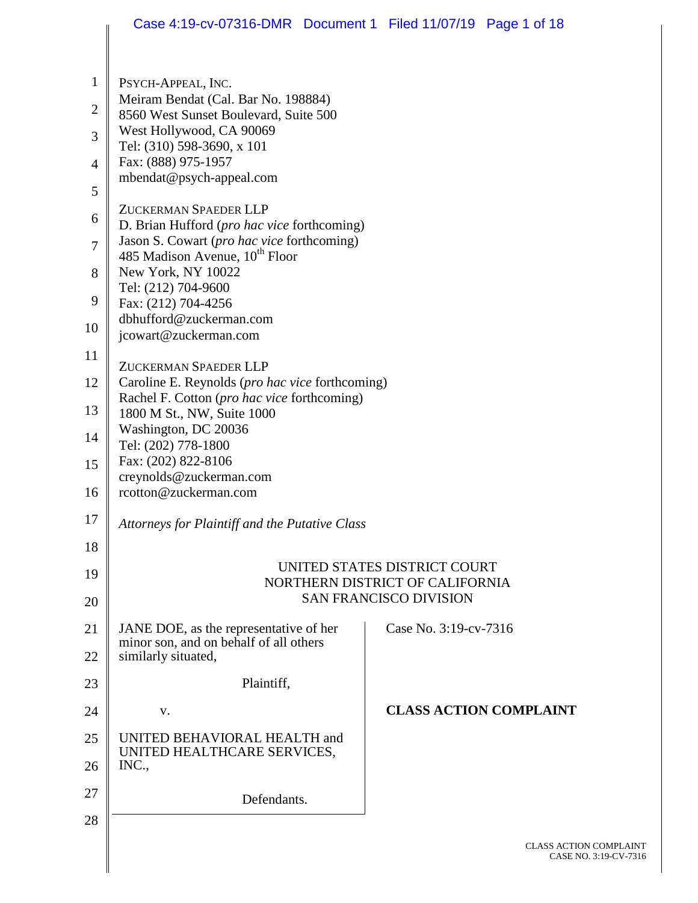PSYCH-APPEAL, INC.
Meiram Bendat (Cal. Bar No. 198884)
8560 West Sunset Boulevard, Suite 500
West Hollywood, CA 90069
Tel: (310) 598-3690, x 101
Fax: (888) 975-1957
mbendat@psych-appeal.com

ZUCKERMAN SPAEDER LLP
D. Brian Hufford (*pro hac vice* forthcoming)
Jason S. Cowart (*pro hac vice* forthcoming)
485 Madison Avenue, 10th Floor
New York, NY 10022
Tel: (212) 704-9600
Fax: (212) 704-4256
dbhufford@zuckerman.com
jcowart@zuckerman.com

ZUCKERMAN SPAEDER LLP
Caroline E. Reynolds (*pro hac vice* forthcoming)
Rachel F. Cotton (*pro hac vice* forthcoming)
1800 M St., NW, Suite 1000
Washington, DC 20036
Tel: (202) 778-1800
Fax: (202) 822-8106
creynolds@zuckerman.com
rcotton@zuckerman.com

*Attorneys for Plaintiff and the Putative Class*

UNITED STATES DISTRICT COURT
NORTHERN DISTRICT OF CALIFORNIA
SAN FRANCISCO DIVISION

JANE DOE, as the representative of her minor son, and on behalf of all others similarly situated,

Plaintiff,

v.

UNITED BEHAVIORAL HEALTH and UNITED HEALTHCARE SERVICES, INC.,

Defendants.

Case No. 3:19-cv-7316

**CLASS ACTION COMPLAINT**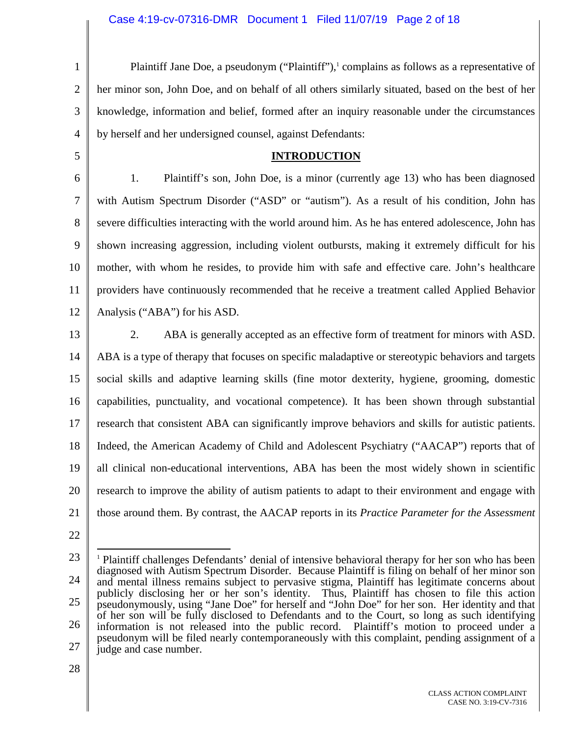Plaintiff Jane Doe, a pseudonym ("Plaintiff"),[1] complains as follows as a representative of her minor son, John Doe, and on behalf of all others similarly situated, based on the best of her knowledge, information and belief, formed after an inquiry reasonable under the circumstances by herself and her undersigned counsel, against Defendants:

## INTRODUCTION

1. Plaintiff's son, John Doe, is a minor (currently age 13) who has been diagnosed with Autism Spectrum Disorder ("ASD" or "autism"). As a result of his condition, John has severe difficulties interacting with the world around him. As he has entered adolescence, John has shown increasing aggression, including violent outbursts, making it extremely difficult for his mother, with whom he resides, to provide him with safe and effective care. John's healthcare providers have continuously recommended that he receive a treatment called Applied Behavior Analysis ("ABA") for his ASD.

2. ABA is generally accepted as an effective form of treatment for minors with ASD. ABA is a type of therapy that focuses on specific maladaptive or stereotypic behaviors and targets social skills and adaptive learning skills (fine motor dexterity, hygiene, grooming, domestic capabilities, punctuality, and vocational competence). It has been shown through substantial research that consistent ABA can significantly improve behaviors and skills for autistic patients. Indeed, the American Academy of Child and Adolescent Psychiatry ("AACAP") reports that of all clinical non-educational interventions, ABA has been the most widely shown in scientific research to improve the ability of autism patients to adapt to their environment and engage with those around them. By contrast, the AACAP reports in its *Practice Parameter for the Assessment*

---

[1] Plaintiff challenges Defendants' denial of intensive behavioral therapy for her son who has been diagnosed with Autism Spectrum Disorder. Because Plaintiff is filing on behalf of her minor son and mental illness remains subject to pervasive stigma, Plaintiff has legitimate concerns about publicly disclosing her or her son's identity. Thus, Plaintiff has chosen to file this action pseudonymously, using "Jane Doe" for herself and "John Doe" for her son. Her identity and that of her son will be fully disclosed to Defendants and to the Court, so long as such identifying information is not released into the public record. Plaintiff's motion to proceed under a pseudonym will be filed nearly contemporaneously with this complaint, pending assignment of a judge and case number.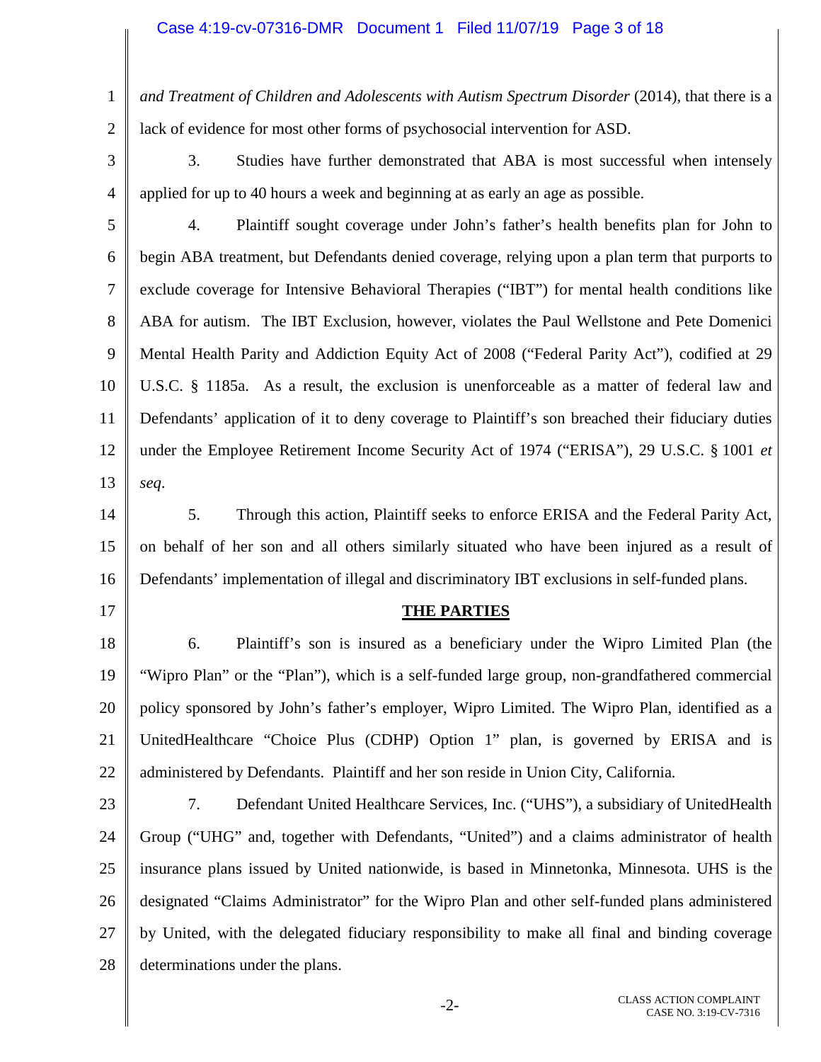*and Treatment of Children and Adolescents with Autism Spectrum Disorder* (2014), that there is a lack of evidence for most other forms of psychosocial intervention for ASD.

3. Studies have further demonstrated that ABA is most successful when intensely applied for up to 40 hours a week and beginning at as early an age as possible.

4. Plaintiff sought coverage under John's father's health benefits plan for John to begin ABA treatment, but Defendants denied coverage, relying upon a plan term that purports to exclude coverage for Intensive Behavioral Therapies ("IBT") for mental health conditions like ABA for autism. The IBT Exclusion, however, violates the Paul Wellstone and Pete Domenici Mental Health Parity and Addiction Equity Act of 2008 ("Federal Parity Act"), codified at 29 U.S.C. § 1185a. As a result, the exclusion is unenforceable as a matter of federal law and Defendants' application of it to deny coverage to Plaintiff's son breached their fiduciary duties under the Employee Retirement Income Security Act of 1974 ("ERISA"), 29 U.S.C. § 1001 *et seq*.

5. Through this action, Plaintiff seeks to enforce ERISA and the Federal Parity Act, on behalf of her son and all others similarly situated who have been injured as a result of Defendants' implementation of illegal and discriminatory IBT exclusions in self-funded plans.

## THE PARTIES

6. Plaintiff's son is insured as a beneficiary under the Wipro Limited Plan (the "Wipro Plan" or the "Plan"), which is a self-funded large group, non-grandfathered commercial policy sponsored by John's father's employer, Wipro Limited. The Wipro Plan, identified as a UnitedHealthcare "Choice Plus (CDHP) Option 1" plan, is governed by ERISA and is administered by Defendants. Plaintiff and her son reside in Union City, California.

7. Defendant United Healthcare Services, Inc. ("UHS"), a subsidiary of UnitedHealth Group ("UHG" and, together with Defendants, "United") and a claims administrator of health insurance plans issued by United nationwide, is based in Minnetonka, Minnesota. UHS is the designated "Claims Administrator" for the Wipro Plan and other self-funded plans administered by United, with the delegated fiduciary responsibility to make all final and binding coverage determinations under the plans.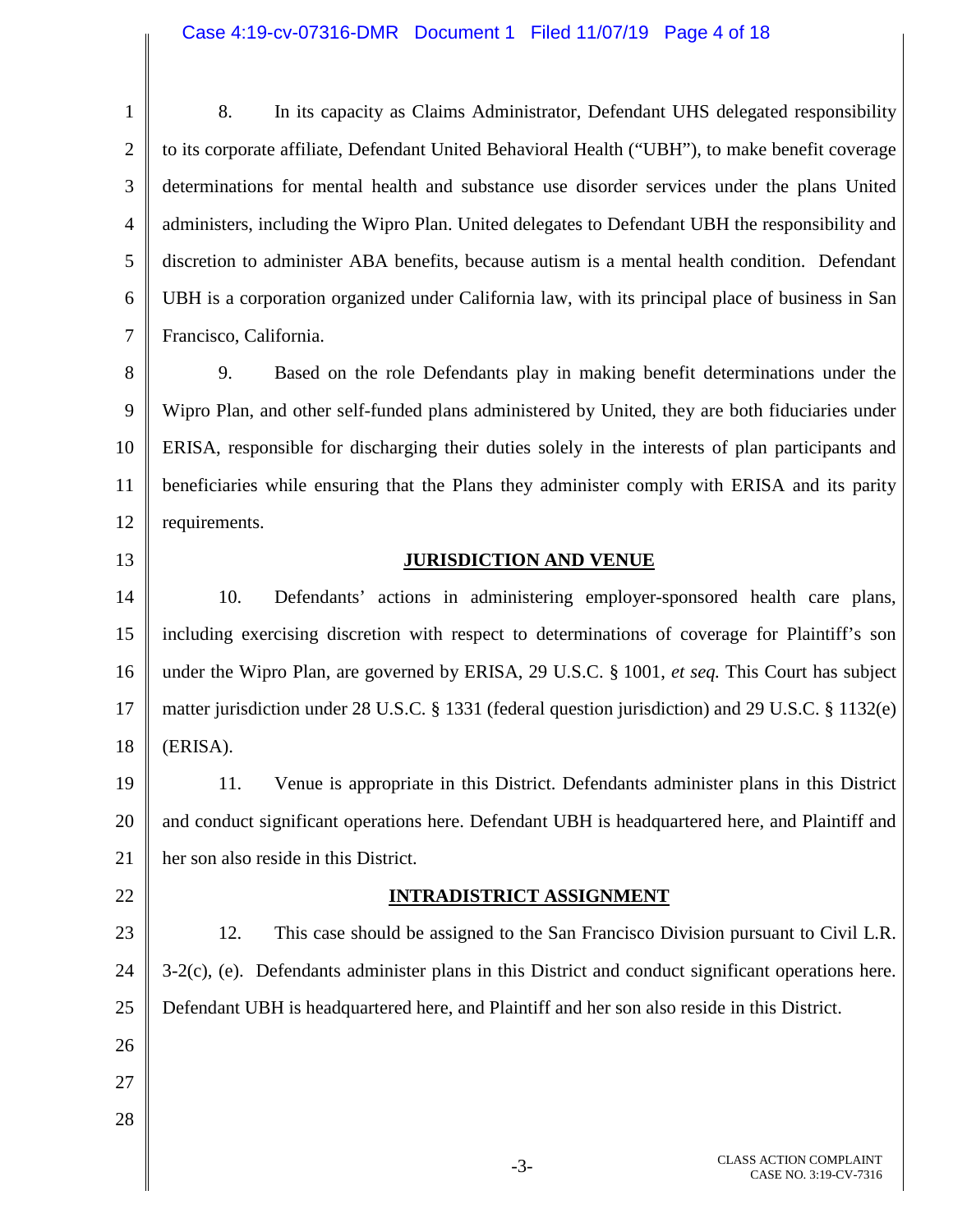8. In its capacity as Claims Administrator, Defendant UHS delegated responsibility to its corporate affiliate, Defendant United Behavioral Health ("UBH"), to make benefit coverage determinations for mental health and substance use disorder services under the plans United administers, including the Wipro Plan. United delegates to Defendant UBH the responsibility and discretion to administer ABA benefits, because autism is a mental health condition. Defendant UBH is a corporation organized under California law, with its principal place of business in San Francisco, California.

9. Based on the role Defendants play in making benefit determinations under the Wipro Plan, and other self-funded plans administered by United, they are both fiduciaries under ERISA, responsible for discharging their duties solely in the interests of plan participants and beneficiaries while ensuring that the Plans they administer comply with ERISA and its parity requirements.

## JURISDICTION AND VENUE

10. Defendants' actions in administering employer-sponsored health care plans, including exercising discretion with respect to determinations of coverage for Plaintiff's son under the Wipro Plan, are governed by ERISA, 29 U.S.C. § 1001, *et seq.* This Court has subject matter jurisdiction under 28 U.S.C. § 1331 (federal question jurisdiction) and 29 U.S.C. § 1132(e) (ERISA).

11. Venue is appropriate in this District. Defendants administer plans in this District and conduct significant operations here. Defendant UBH is headquartered here, and Plaintiff and her son also reside in this District.

## INTRADISTRICT ASSIGNMENT

12. This case should be assigned to the San Francisco Division pursuant to Civil L.R. 3-2(c), (e). Defendants administer plans in this District and conduct significant operations here. Defendant UBH is headquartered here, and Plaintiff and her son also reside in this District.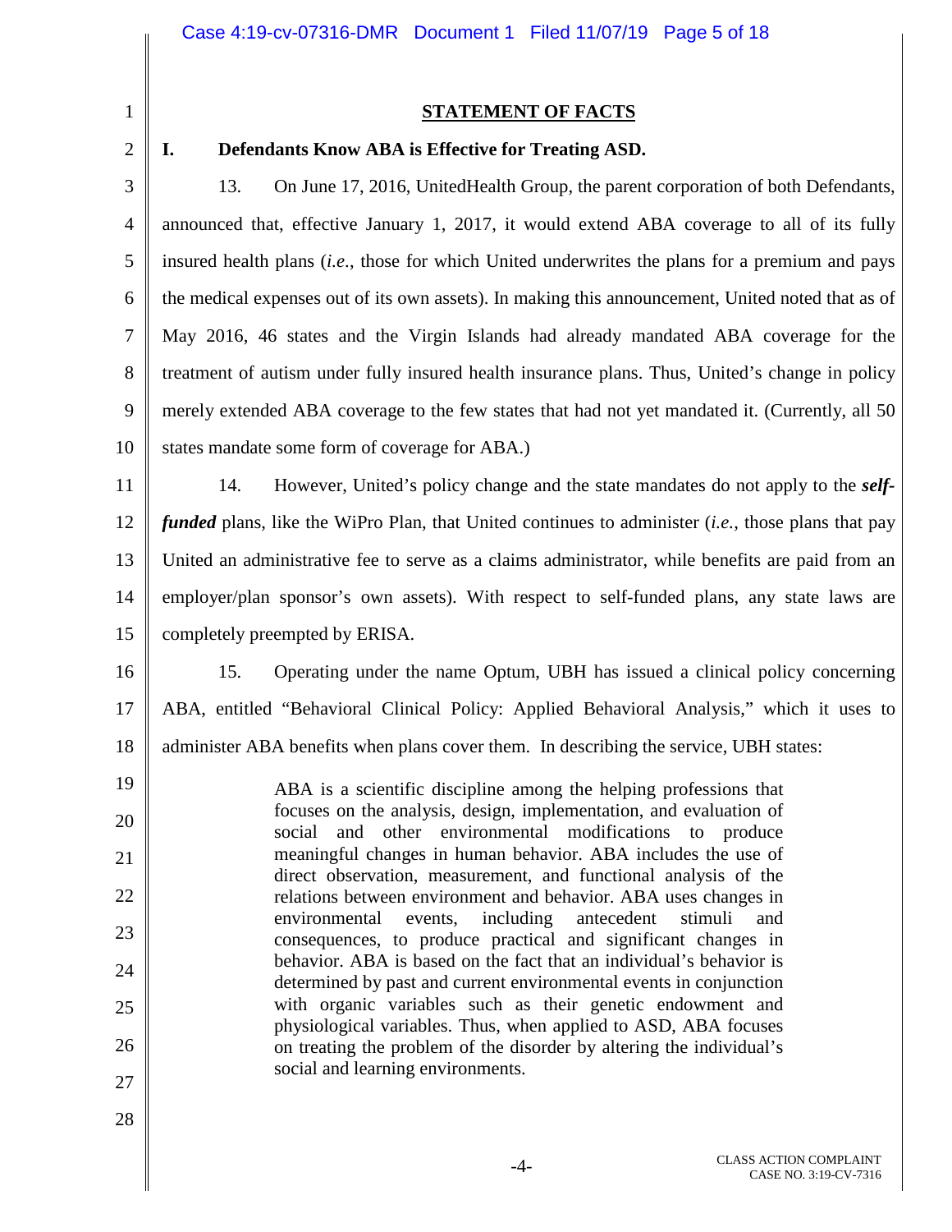## STATEMENT OF FACTS

### I. Defendants Know ABA is Effective for Treating ASD.

13. On June 17, 2016, UnitedHealth Group, the parent corporation of both Defendants, announced that, effective January 1, 2017, it would extend ABA coverage to all of its fully insured health plans (*i.e.*, those for which United underwrites the plans for a premium and pays the medical expenses out of its own assets). In making this announcement, United noted that as of May 2016, 46 states and the Virgin Islands had already mandated ABA coverage for the treatment of autism under fully insured health insurance plans. Thus, United's change in policy merely extended ABA coverage to the few states that had not yet mandated it. (Currently, all 50 states mandate some form of coverage for ABA.)

14. However, United's policy change and the state mandates do not apply to the ***self-funded*** plans, like the WiPro Plan, that United continues to administer (*i.e.*, those plans that pay United an administrative fee to serve as a claims administrator, while benefits are paid from an employer/plan sponsor's own assets). With respect to self-funded plans, any state laws are completely preempted by ERISA.

15. Operating under the name Optum, UBH has issued a clinical policy concerning ABA, entitled "Behavioral Clinical Policy: Applied Behavioral Analysis," which it uses to administer ABA benefits when plans cover them. In describing the service, UBH states:

> ABA is a scientific discipline among the helping professions that focuses on the analysis, design, implementation, and evaluation of social and other environmental modifications to produce meaningful changes in human behavior. ABA includes the use of direct observation, measurement, and functional analysis of the relations between environment and behavior. ABA uses changes in environmental events, including antecedent stimuli and consequences, to produce practical and significant changes in behavior. ABA is based on the fact that an individual's behavior is determined by past and current environmental events in conjunction with organic variables such as their genetic endowment and physiological variables. Thus, when applied to ASD, ABA focuses on treating the problem of the disorder by altering the individual's social and learning environments.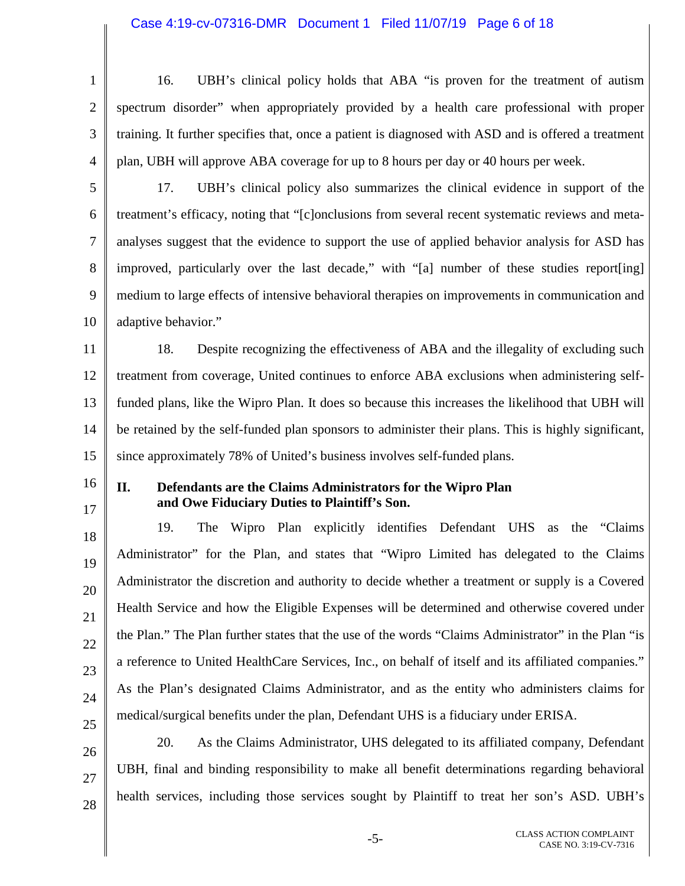16. UBH's clinical policy holds that ABA "is proven for the treatment of autism spectrum disorder" when appropriately provided by a health care professional with proper training. It further specifies that, once a patient is diagnosed with ASD and is offered a treatment plan, UBH will approve ABA coverage for up to 8 hours per day or 40 hours per week.

17. UBH's clinical policy also summarizes the clinical evidence in support of the treatment's efficacy, noting that "[c]onclusions from several recent systematic reviews and meta-analyses suggest that the evidence to support the use of applied behavior analysis for ASD has improved, particularly over the last decade," with "[a] number of these studies report[ing] medium to large effects of intensive behavioral therapies on improvements in communication and adaptive behavior."

18. Despite recognizing the effectiveness of ABA and the illegality of excluding such treatment from coverage, United continues to enforce ABA exclusions when administering self-funded plans, like the Wipro Plan. It does so because this increases the likelihood that UBH will be retained by the self-funded plan sponsors to administer their plans. This is highly significant, since approximately 78% of United's business involves self-funded plans.

## II. Defendants are the Claims Administrators for the Wipro Plan and Owe Fiduciary Duties to Plaintiff's Son.

19. The Wipro Plan explicitly identifies Defendant UHS as the "Claims Administrator" for the Plan, and states that "Wipro Limited has delegated to the Claims Administrator the discretion and authority to decide whether a treatment or supply is a Covered Health Service and how the Eligible Expenses will be determined and otherwise covered under the Plan." The Plan further states that the use of the words "Claims Administrator" in the Plan "is a reference to United HealthCare Services, Inc., on behalf of itself and its affiliated companies." As the Plan's designated Claims Administrator, and as the entity who administers claims for medical/surgical benefits under the plan, Defendant UHS is a fiduciary under ERISA.

20. As the Claims Administrator, UHS delegated to its affiliated company, Defendant UBH, final and binding responsibility to make all benefit determinations regarding behavioral health services, including those services sought by Plaintiff to treat her son's ASD. UBH's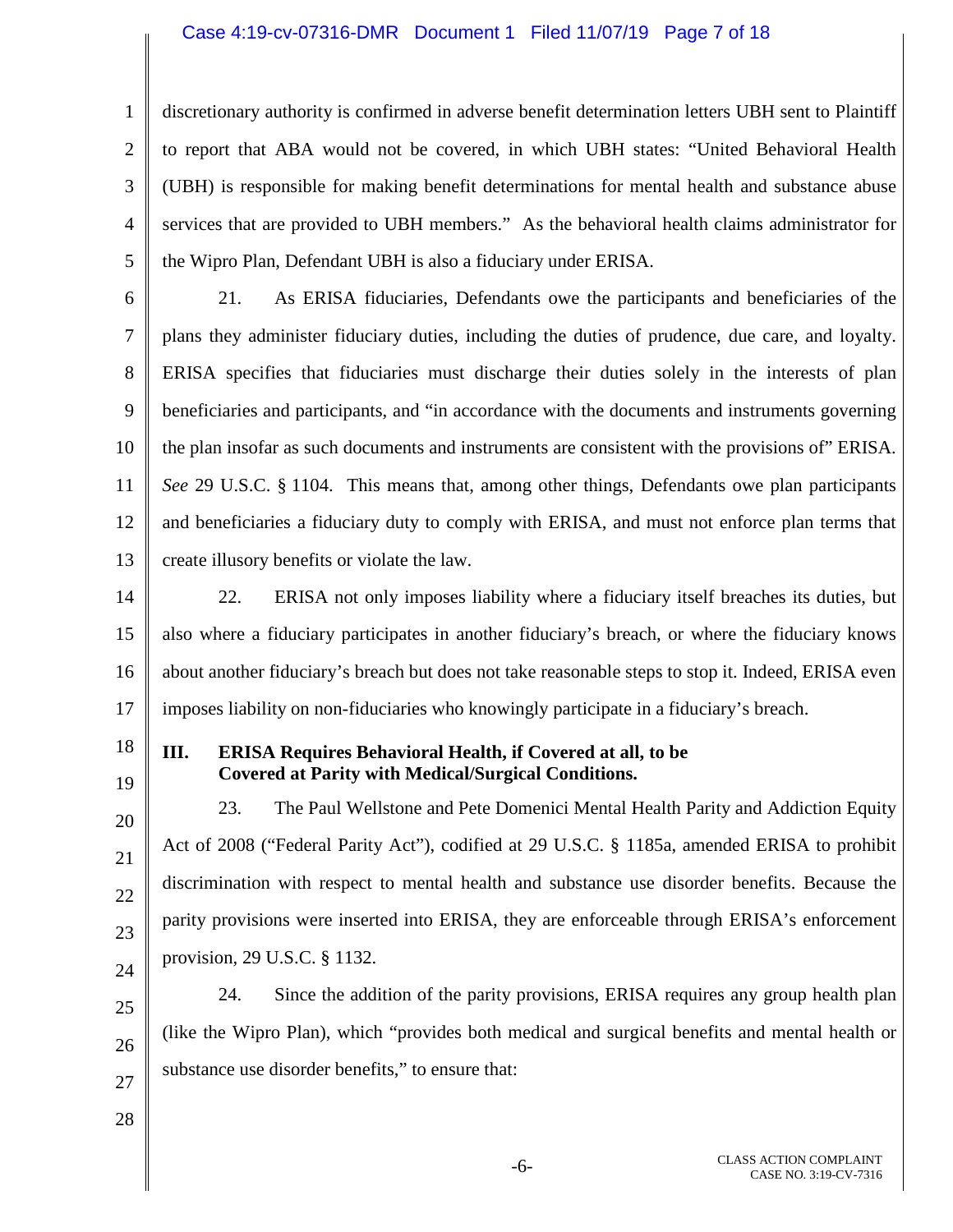discretionary authority is confirmed in adverse benefit determination letters UBH sent to Plaintiff to report that ABA would not be covered, in which UBH states: "United Behavioral Health (UBH) is responsible for making benefit determinations for mental health and substance abuse services that are provided to UBH members." As the behavioral health claims administrator for the Wipro Plan, Defendant UBH is also a fiduciary under ERISA.

21. As ERISA fiduciaries, Defendants owe the participants and beneficiaries of the plans they administer fiduciary duties, including the duties of prudence, due care, and loyalty. ERISA specifies that fiduciaries must discharge their duties solely in the interests of plan beneficiaries and participants, and "in accordance with the documents and instruments governing the plan insofar as such documents and instruments are consistent with the provisions of" ERISA. *See* 29 U.S.C. § 1104. This means that, among other things, Defendants owe plan participants and beneficiaries a fiduciary duty to comply with ERISA, and must not enforce plan terms that create illusory benefits or violate the law.

22. ERISA not only imposes liability where a fiduciary itself breaches its duties, but also where a fiduciary participates in another fiduciary's breach, or where the fiduciary knows about another fiduciary's breach but does not take reasonable steps to stop it. Indeed, ERISA even imposes liability on non-fiduciaries who knowingly participate in a fiduciary's breach.

## III. ERISA Requires Behavioral Health, if Covered at all, to be Covered at Parity with Medical/Surgical Conditions.

23. The Paul Wellstone and Pete Domenici Mental Health Parity and Addiction Equity Act of 2008 ("Federal Parity Act"), codified at 29 U.S.C. § 1185a, amended ERISA to prohibit discrimination with respect to mental health and substance use disorder benefits. Because the parity provisions were inserted into ERISA, they are enforceable through ERISA's enforcement provision, 29 U.S.C. § 1132.

24. Since the addition of the parity provisions, ERISA requires any group health plan (like the Wipro Plan), which "provides both medical and surgical benefits and mental health or substance use disorder benefits," to ensure that: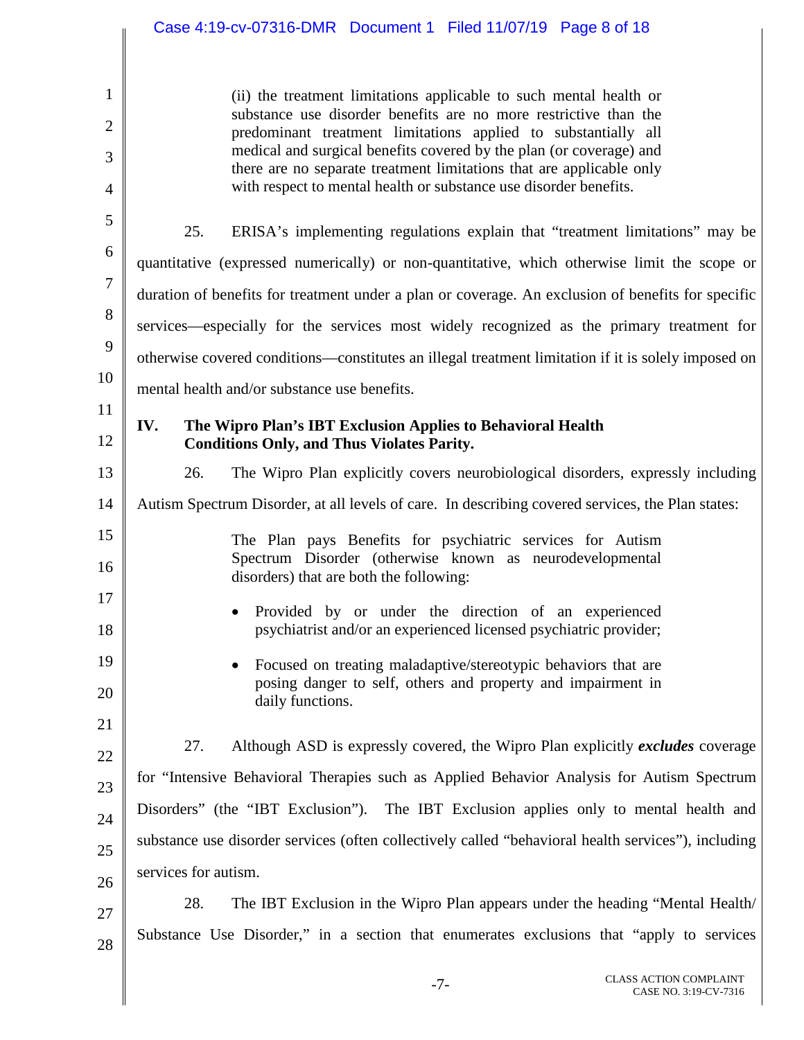> (ii) the treatment limitations applicable to such mental health or substance use disorder benefits are no more restrictive than the predominant treatment limitations applied to substantially all medical and surgical benefits covered by the plan (or coverage) and there are no separate treatment limitations that are applicable only with respect to mental health or substance use disorder benefits.

25. ERISA's implementing regulations explain that "treatment limitations" may be quantitative (expressed numerically) or non-quantitative, which otherwise limit the scope or duration of benefits for treatment under a plan or coverage. An exclusion of benefits for specific services—especially for the services most widely recognized as the primary treatment for otherwise covered conditions—constitutes an illegal treatment limitation if it is solely imposed on mental health and/or substance use benefits.

## IV. The Wipro Plan's IBT Exclusion Applies to Behavioral Health Conditions Only, and Thus Violates Parity.

26. The Wipro Plan explicitly covers neurobiological disorders, expressly including Autism Spectrum Disorder, at all levels of care. In describing covered services, the Plan states:

> The Plan pays Benefits for psychiatric services for Autism Spectrum Disorder (otherwise known as neurodevelopmental disorders) that are both the following:
>
> - Provided by or under the direction of an experienced psychiatrist and/or an experienced licensed psychiatric provider;
> - Focused on treating maladaptive/stereotypic behaviors that are posing danger to self, others and property and impairment in daily functions.

27. Although ASD is expressly covered, the Wipro Plan explicitly ***excludes*** coverage for "Intensive Behavioral Therapies such as Applied Behavior Analysis for Autism Spectrum Disorders" (the "IBT Exclusion"). The IBT Exclusion applies only to mental health and substance use disorder services (often collectively called "behavioral health services"), including services for autism.

28. The IBT Exclusion in the Wipro Plan appears under the heading "Mental Health/ Substance Use Disorder," in a section that enumerates exclusions that "apply to services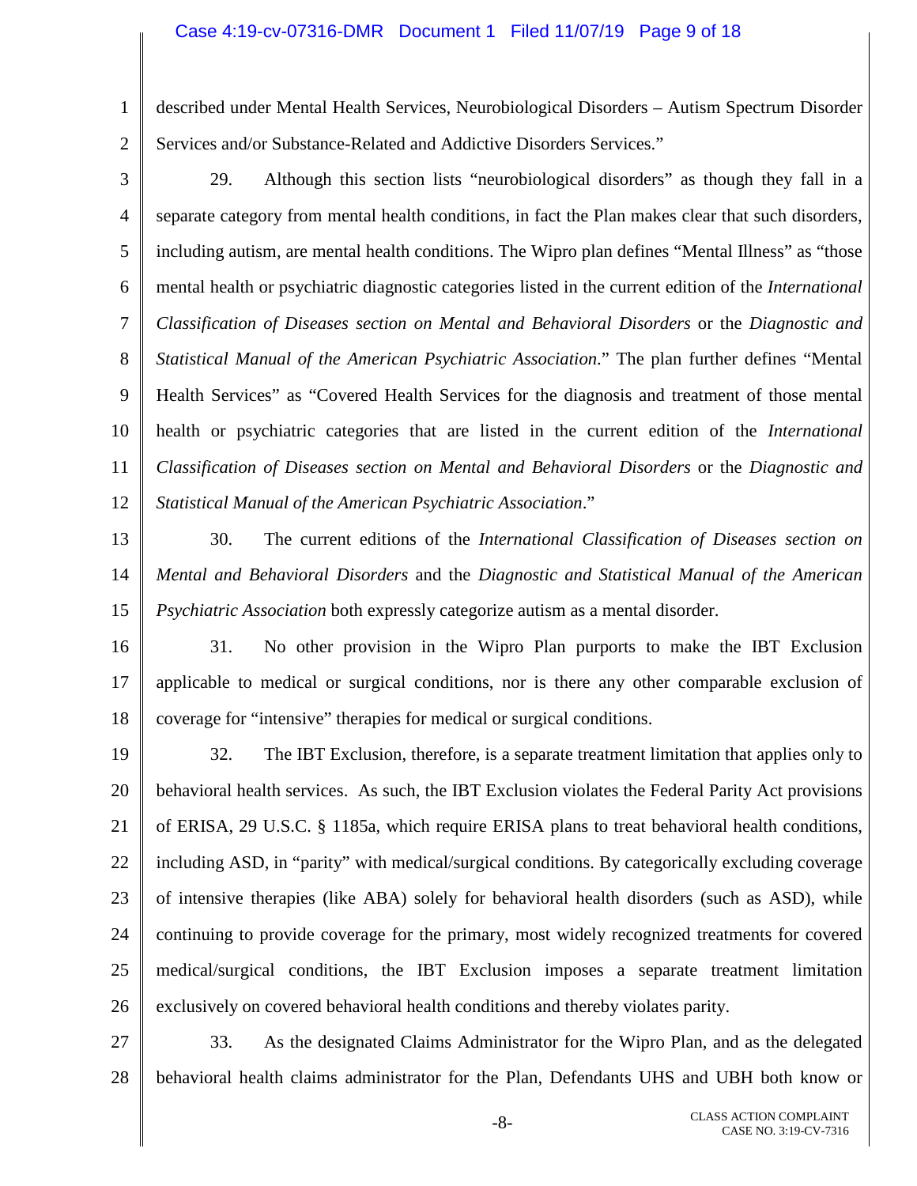described under Mental Health Services, Neurobiological Disorders – Autism Spectrum Disorder Services and/or Substance-Related and Addictive Disorders Services."

29. Although this section lists "neurobiological disorders" as though they fall in a separate category from mental health conditions, in fact the Plan makes clear that such disorders, including autism, are mental health conditions. The Wipro plan defines "Mental Illness" as "those mental health or psychiatric diagnostic categories listed in the current edition of the *International Classification of Diseases section on Mental and Behavioral Disorders* or the *Diagnostic and Statistical Manual of the American Psychiatric Association*." The plan further defines "Mental Health Services" as "Covered Health Services for the diagnosis and treatment of those mental health or psychiatric categories that are listed in the current edition of the *International Classification of Diseases section on Mental and Behavioral Disorders* or the *Diagnostic and Statistical Manual of the American Psychiatric Association*."

30. The current editions of the *International Classification of Diseases section on Mental and Behavioral Disorders* and the *Diagnostic and Statistical Manual of the American Psychiatric Association* both expressly categorize autism as a mental disorder.

31. No other provision in the Wipro Plan purports to make the IBT Exclusion applicable to medical or surgical conditions, nor is there any other comparable exclusion of coverage for "intensive" therapies for medical or surgical conditions.

32. The IBT Exclusion, therefore, is a separate treatment limitation that applies only to behavioral health services. As such, the IBT Exclusion violates the Federal Parity Act provisions of ERISA, 29 U.S.C. § 1185a, which require ERISA plans to treat behavioral health conditions, including ASD, in "parity" with medical/surgical conditions. By categorically excluding coverage of intensive therapies (like ABA) solely for behavioral health disorders (such as ASD), while continuing to provide coverage for the primary, most widely recognized treatments for covered medical/surgical conditions, the IBT Exclusion imposes a separate treatment limitation exclusively on covered behavioral health conditions and thereby violates parity.

33. As the designated Claims Administrator for the Wipro Plan, and as the delegated behavioral health claims administrator for the Plan, Defendants UHS and UBH both know or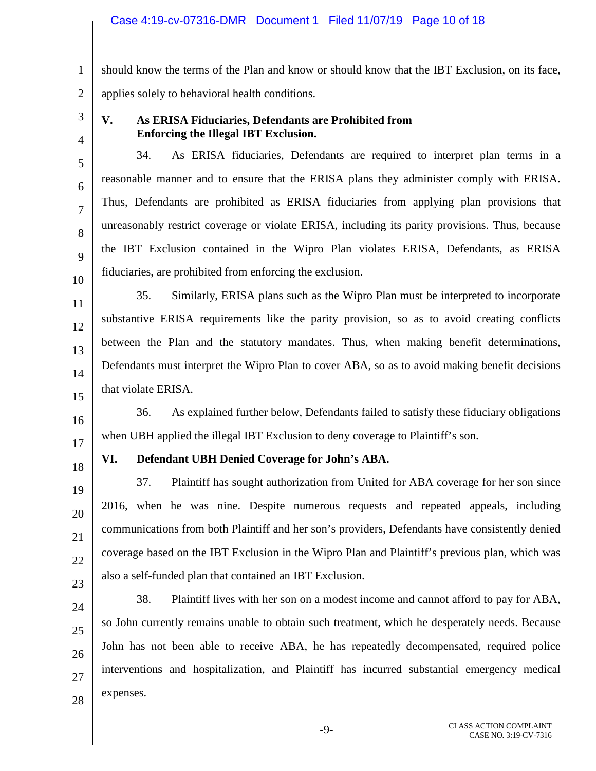should know the terms of the Plan and know or should know that the IBT Exclusion, on its face, applies solely to behavioral health conditions.

## V. As ERISA Fiduciaries, Defendants are Prohibited from Enforcing the Illegal IBT Exclusion.

34. As ERISA fiduciaries, Defendants are required to interpret plan terms in a reasonable manner and to ensure that the ERISA plans they administer comply with ERISA. Thus, Defendants are prohibited as ERISA fiduciaries from applying plan provisions that unreasonably restrict coverage or violate ERISA, including its parity provisions. Thus, because the IBT Exclusion contained in the Wipro Plan violates ERISA, Defendants, as ERISA fiduciaries, are prohibited from enforcing the exclusion.

35. Similarly, ERISA plans such as the Wipro Plan must be interpreted to incorporate substantive ERISA requirements like the parity provision, so as to avoid creating conflicts between the Plan and the statutory mandates. Thus, when making benefit determinations, Defendants must interpret the Wipro Plan to cover ABA, so as to avoid making benefit decisions that violate ERISA.

36. As explained further below, Defendants failed to satisfy these fiduciary obligations when UBH applied the illegal IBT Exclusion to deny coverage to Plaintiff's son.

## VI. Defendant UBH Denied Coverage for John's ABA.

37. Plaintiff has sought authorization from United for ABA coverage for her son since 2016, when he was nine. Despite numerous requests and repeated appeals, including communications from both Plaintiff and her son's providers, Defendants have consistently denied coverage based on the IBT Exclusion in the Wipro Plan and Plaintiff's previous plan, which was also a self-funded plan that contained an IBT Exclusion.

38. Plaintiff lives with her son on a modest income and cannot afford to pay for ABA, so John currently remains unable to obtain such treatment, which he desperately needs. Because John has not been able to receive ABA, he has repeatedly decompensated, required police interventions and hospitalization, and Plaintiff has incurred substantial emergency medical expenses.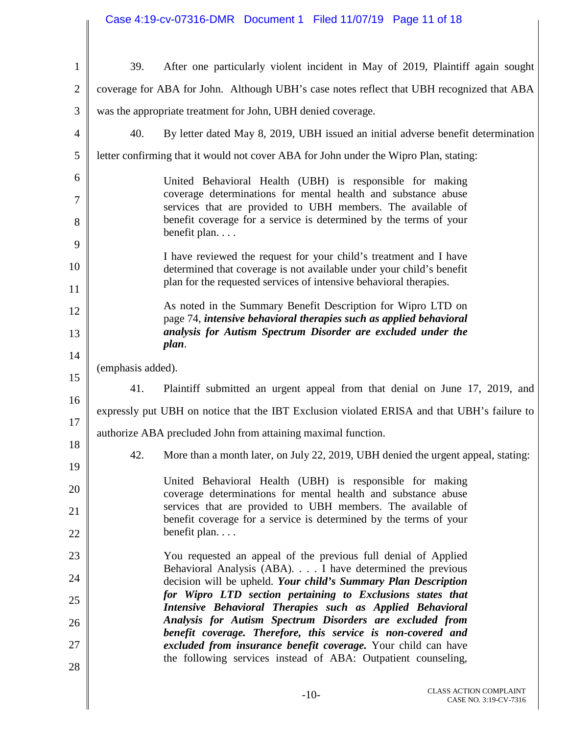39. After one particularly violent incident in May of 2019, Plaintiff again sought coverage for ABA for John. Although UBH's case notes reflect that UBH recognized that ABA was the appropriate treatment for John, UBH denied coverage.

40. By letter dated May 8, 2019, UBH issued an initial adverse benefit determination letter confirming that it would not cover ABA for John under the Wipro Plan, stating:

> United Behavioral Health (UBH) is responsible for making coverage determinations for mental health and substance abuse services that are provided to UBH members. The available of benefit coverage for a service is determined by the terms of your benefit plan. . . .
>
> I have reviewed the request for your child's treatment and I have determined that coverage is not available under your child's benefit plan for the requested services of intensive behavioral therapies.
>
> As noted in the Summary Benefit Description for Wipro LTD on page 74, ***intensive behavioral therapies such as applied behavioral analysis for Autism Spectrum Disorder are excluded under the plan***.

(emphasis added).

41. Plaintiff submitted an urgent appeal from that denial on June 17, 2019, and expressly put UBH on notice that the IBT Exclusion violated ERISA and that UBH's failure to authorize ABA precluded John from attaining maximal function.

42. More than a month later, on July 22, 2019, UBH denied the urgent appeal, stating:

> United Behavioral Health (UBH) is responsible for making coverage determinations for mental health and substance abuse services that are provided to UBH members. The available of benefit coverage for a service is determined by the terms of your benefit plan. . . .
>
> You requested an appeal of the previous full denial of Applied Behavioral Analysis (ABA). . . . I have determined the previous decision will be upheld. ***Your child's Summary Plan Description for Wipro LTD section pertaining to Exclusions states that Intensive Behavioral Therapies such as Applied Behavioral Analysis for Autism Spectrum Disorders are excluded from benefit coverage. Therefore, this service is non-covered and excluded from insurance benefit coverage.*** Your child can have the following services instead of ABA: Outpatient counseling,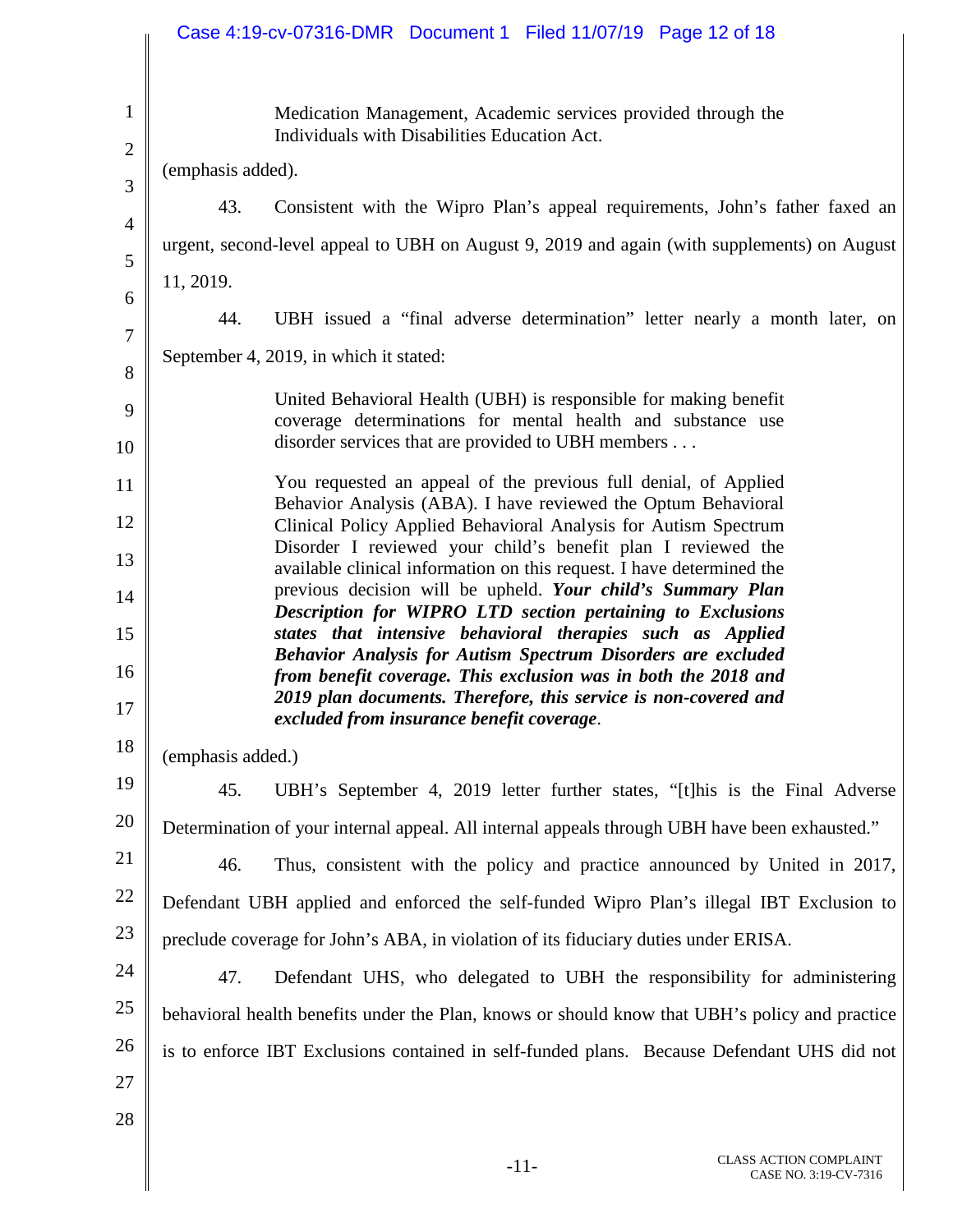> Medication Management, Academic services provided through the Individuals with Disabilities Education Act.

(emphasis added).

43. Consistent with the Wipro Plan's appeal requirements, John's father faxed an urgent, second-level appeal to UBH on August 9, 2019 and again (with supplements) on August 11, 2019.

44. UBH issued a "final adverse determination" letter nearly a month later, on September 4, 2019, in which it stated:

> United Behavioral Health (UBH) is responsible for making benefit coverage determinations for mental health and substance use disorder services that are provided to UBH members . . .
>
> You requested an appeal of the previous full denial, of Applied Behavior Analysis (ABA). I have reviewed the Optum Behavioral Clinical Policy Applied Behavioral Analysis for Autism Spectrum Disorder I reviewed your child's benefit plan I reviewed the available clinical information on this request. I have determined the previous decision will be upheld. ***Your child's Summary Plan Description for WIPRO LTD section pertaining to Exclusions states that intensive behavioral therapies such as Applied Behavior Analysis for Autism Spectrum Disorders are excluded from benefit coverage. This exclusion was in both the 2018 and 2019 plan documents. Therefore, this service is non-covered and excluded from insurance benefit coverage***.

(emphasis added.)

45. UBH's September 4, 2019 letter further states, "[t]his is the Final Adverse Determination of your internal appeal. All internal appeals through UBH have been exhausted."

46. Thus, consistent with the policy and practice announced by United in 2017, Defendant UBH applied and enforced the self-funded Wipro Plan's illegal IBT Exclusion to preclude coverage for John's ABA, in violation of its fiduciary duties under ERISA.

47. Defendant UHS, who delegated to UBH the responsibility for administering behavioral health benefits under the Plan, knows or should know that UBH's policy and practice is to enforce IBT Exclusions contained in self-funded plans. Because Defendant UHS did not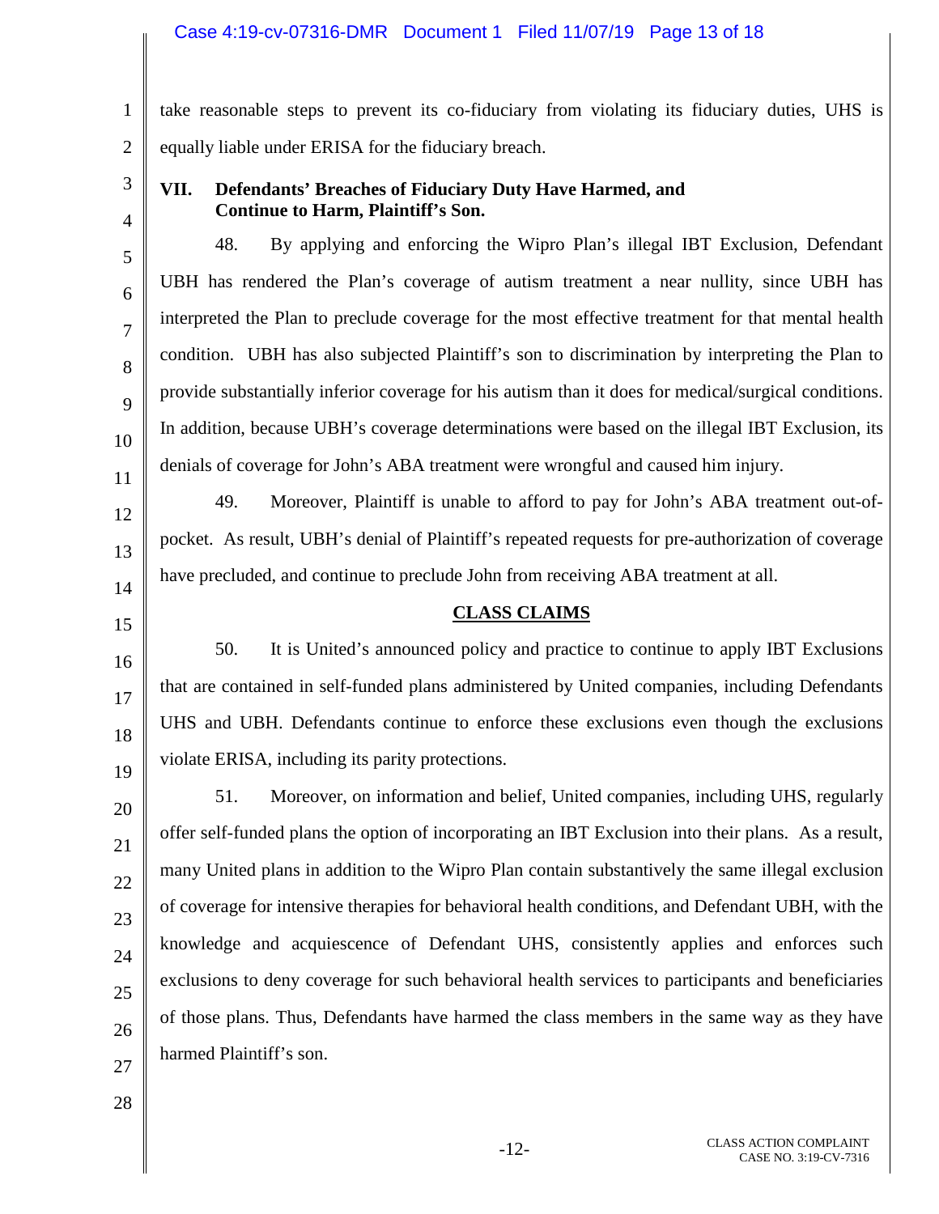take reasonable steps to prevent its co-fiduciary from violating its fiduciary duties, UHS is equally liable under ERISA for the fiduciary breach.

### VII. Defendants' Breaches of Fiduciary Duty Have Harmed, and Continue to Harm, Plaintiff's Son.

48. By applying and enforcing the Wipro Plan's illegal IBT Exclusion, Defendant UBH has rendered the Plan's coverage of autism treatment a near nullity, since UBH has interpreted the Plan to preclude coverage for the most effective treatment for that mental health condition. UBH has also subjected Plaintiff's son to discrimination by interpreting the Plan to provide substantially inferior coverage for his autism than it does for medical/surgical conditions. In addition, because UBH's coverage determinations were based on the illegal IBT Exclusion, its denials of coverage for John's ABA treatment were wrongful and caused him injury.

49. Moreover, Plaintiff is unable to afford to pay for John's ABA treatment out-of-pocket. As result, UBH's denial of Plaintiff's repeated requests for pre-authorization of coverage have precluded, and continue to preclude John from receiving ABA treatment at all.

## CLASS CLAIMS

50. It is United's announced policy and practice to continue to apply IBT Exclusions that are contained in self-funded plans administered by United companies, including Defendants UHS and UBH. Defendants continue to enforce these exclusions even though the exclusions violate ERISA, including its parity protections.

51. Moreover, on information and belief, United companies, including UHS, regularly offer self-funded plans the option of incorporating an IBT Exclusion into their plans. As a result, many United plans in addition to the Wipro Plan contain substantively the same illegal exclusion of coverage for intensive therapies for behavioral health conditions, and Defendant UBH, with the knowledge and acquiescence of Defendant UHS, consistently applies and enforces such exclusions to deny coverage for such behavioral health services to participants and beneficiaries of those plans. Thus, Defendants have harmed the class members in the same way as they have harmed Plaintiff's son.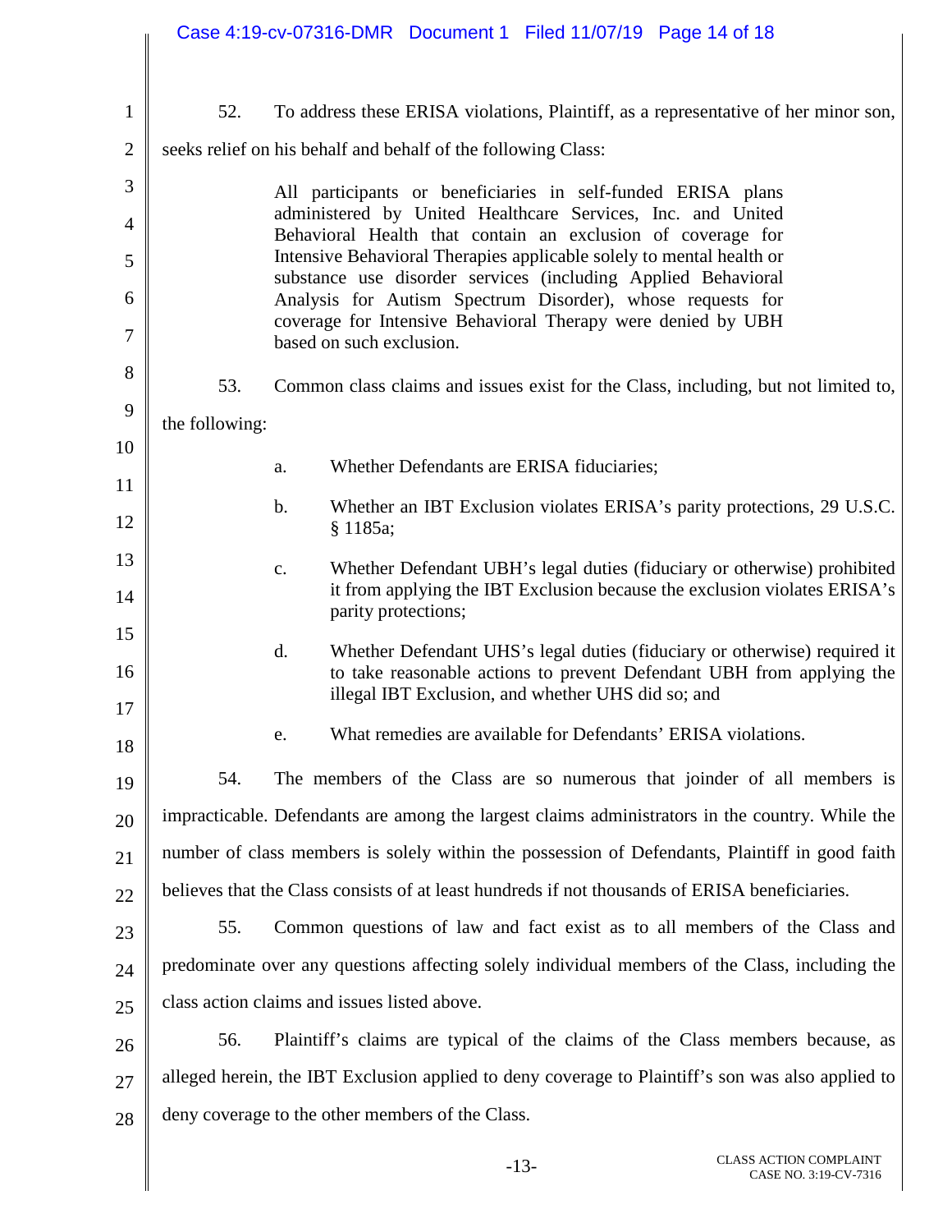52. To address these ERISA violations, Plaintiff, as a representative of her minor son, seeks relief on his behalf and behalf of the following Class:

> All participants or beneficiaries in self-funded ERISA plans administered by United Healthcare Services, Inc. and United Behavioral Health that contain an exclusion of coverage for Intensive Behavioral Therapies applicable solely to mental health or substance use disorder services (including Applied Behavioral Analysis for Autism Spectrum Disorder), whose requests for coverage for Intensive Behavioral Therapy were denied by UBH based on such exclusion.

53. Common class claims and issues exist for the Class, including, but not limited to, the following:

a. Whether Defendants are ERISA fiduciaries;

b. Whether an IBT Exclusion violates ERISA's parity protections, 29 U.S.C. § 1185a;

c. Whether Defendant UBH's legal duties (fiduciary or otherwise) prohibited it from applying the IBT Exclusion because the exclusion violates ERISA's parity protections;

d. Whether Defendant UHS's legal duties (fiduciary or otherwise) required it to take reasonable actions to prevent Defendant UBH from applying the illegal IBT Exclusion, and whether UHS did so; and

e. What remedies are available for Defendants' ERISA violations.

54. The members of the Class are so numerous that joinder of all members is impracticable. Defendants are among the largest claims administrators in the country. While the number of class members is solely within the possession of Defendants, Plaintiff in good faith believes that the Class consists of at least hundreds if not thousands of ERISA beneficiaries.

55. Common questions of law and fact exist as to all members of the Class and predominate over any questions affecting solely individual members of the Class, including the class action claims and issues listed above.

56. Plaintiff's claims are typical of the claims of the Class members because, as alleged herein, the IBT Exclusion applied to deny coverage to Plaintiff's son was also applied to deny coverage to the other members of the Class.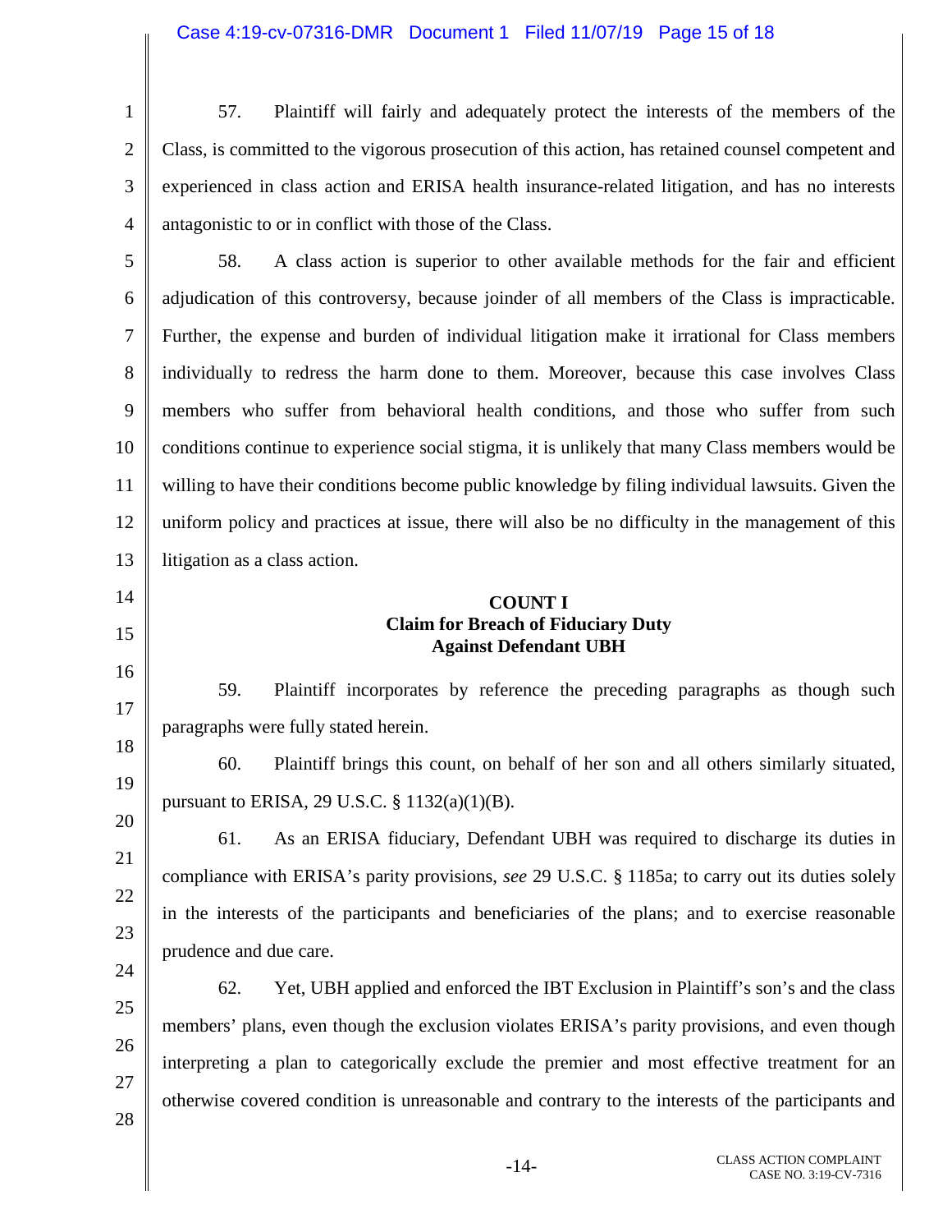57. Plaintiff will fairly and adequately protect the interests of the members of the Class, is committed to the vigorous prosecution of this action, has retained counsel competent and experienced in class action and ERISA health insurance-related litigation, and has no interests antagonistic to or in conflict with those of the Class.

58. A class action is superior to other available methods for the fair and efficient adjudication of this controversy, because joinder of all members of the Class is impracticable. Further, the expense and burden of individual litigation make it irrational for Class members individually to redress the harm done to them. Moreover, because this case involves Class members who suffer from behavioral health conditions, and those who suffer from such conditions continue to experience social stigma, it is unlikely that many Class members would be willing to have their conditions become public knowledge by filing individual lawsuits. Given the uniform policy and practices at issue, there will also be no difficulty in the management of this litigation as a class action.

## COUNT I
## Claim for Breach of Fiduciary Duty
## Against Defendant UBH

59. Plaintiff incorporates by reference the preceding paragraphs as though such paragraphs were fully stated herein.

60. Plaintiff brings this count, on behalf of her son and all others similarly situated, pursuant to ERISA, 29 U.S.C. § 1132(a)(1)(B).

61. As an ERISA fiduciary, Defendant UBH was required to discharge its duties in compliance with ERISA's parity provisions, *see* 29 U.S.C. § 1185a; to carry out its duties solely in the interests of the participants and beneficiaries of the plans; and to exercise reasonable prudence and due care.

62. Yet, UBH applied and enforced the IBT Exclusion in Plaintiff's son's and the class members' plans, even though the exclusion violates ERISA's parity provisions, and even though interpreting a plan to categorically exclude the premier and most effective treatment for an otherwise covered condition is unreasonable and contrary to the interests of the participants and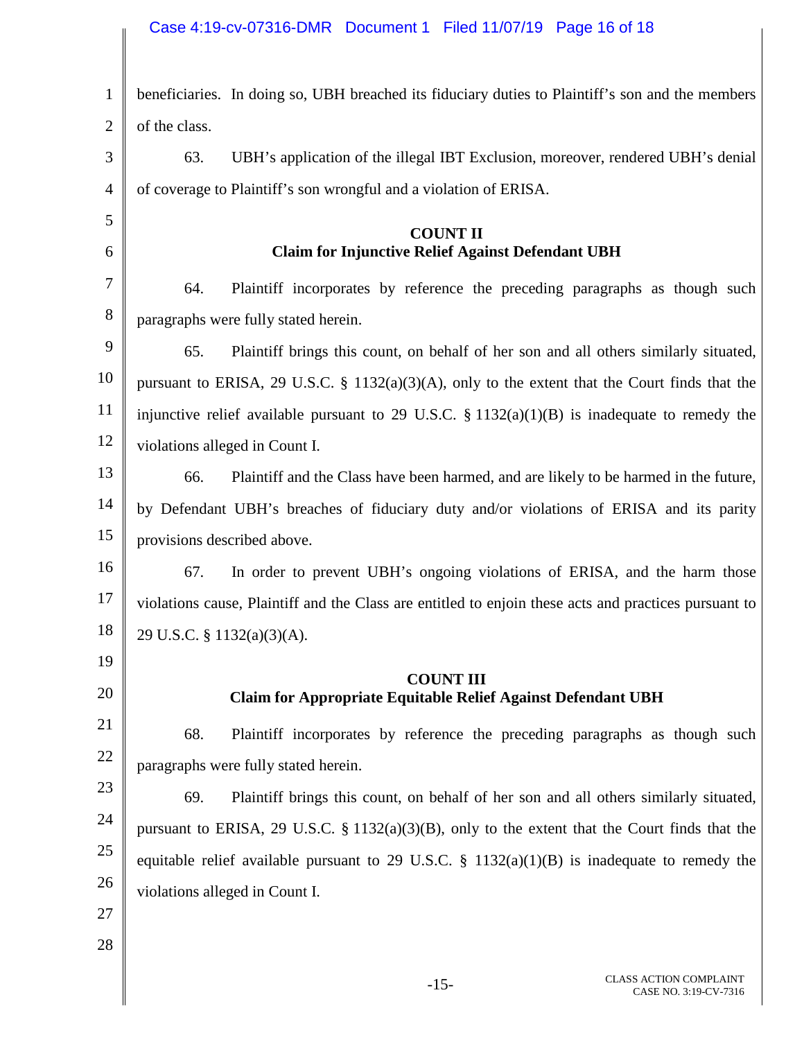beneficiaries. In doing so, UBH breached its fiduciary duties to Plaintiff's son and the members of the class.

63. UBH's application of the illegal IBT Exclusion, moreover, rendered UBH's denial of coverage to Plaintiff's son wrongful and a violation of ERISA.

## COUNT II
**Claim for Injunctive Relief Against Defendant UBH**

64. Plaintiff incorporates by reference the preceding paragraphs as though such paragraphs were fully stated herein.

65. Plaintiff brings this count, on behalf of her son and all others similarly situated, pursuant to ERISA, 29 U.S.C. § 1132(a)(3)(A), only to the extent that the Court finds that the injunctive relief available pursuant to 29 U.S.C. § 1132(a)(1)(B) is inadequate to remedy the violations alleged in Count I.

66. Plaintiff and the Class have been harmed, and are likely to be harmed in the future, by Defendant UBH's breaches of fiduciary duty and/or violations of ERISA and its parity provisions described above.

67. In order to prevent UBH's ongoing violations of ERISA, and the harm those violations cause, Plaintiff and the Class are entitled to enjoin these acts and practices pursuant to 29 U.S.C. § 1132(a)(3)(A).

## COUNT III
**Claim for Appropriate Equitable Relief Against Defendant UBH**

68. Plaintiff incorporates by reference the preceding paragraphs as though such paragraphs were fully stated herein.

69. Plaintiff brings this count, on behalf of her son and all others similarly situated, pursuant to ERISA, 29 U.S.C. § 1132(a)(3)(B), only to the extent that the Court finds that the equitable relief available pursuant to 29 U.S.C. § 1132(a)(1)(B) is inadequate to remedy the violations alleged in Count I.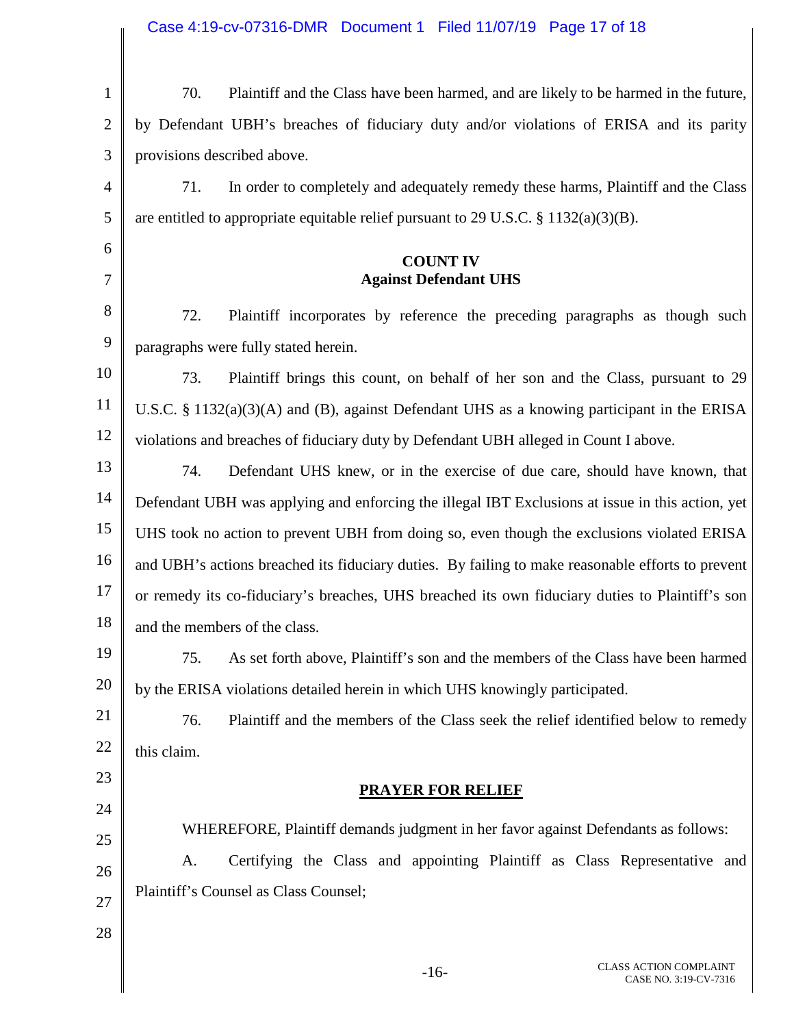70. Plaintiff and the Class have been harmed, and are likely to be harmed in the future, by Defendant UBH's breaches of fiduciary duty and/or violations of ERISA and its parity provisions described above.

71. In order to completely and adequately remedy these harms, Plaintiff and the Class are entitled to appropriate equitable relief pursuant to 29 U.S.C. § 1132(a)(3)(B).

**COUNT IV**
**Against Defendant UHS**

72. Plaintiff incorporates by reference the preceding paragraphs as though such paragraphs were fully stated herein.

73. Plaintiff brings this count, on behalf of her son and the Class, pursuant to 29 U.S.C. § 1132(a)(3)(A) and (B), against Defendant UHS as a knowing participant in the ERISA violations and breaches of fiduciary duty by Defendant UBH alleged in Count I above.

74. Defendant UHS knew, or in the exercise of due care, should have known, that Defendant UBH was applying and enforcing the illegal IBT Exclusions at issue in this action, yet UHS took no action to prevent UBH from doing so, even though the exclusions violated ERISA and UBH's actions breached its fiduciary duties. By failing to make reasonable efforts to prevent or remedy its co-fiduciary's breaches, UHS breached its own fiduciary duties to Plaintiff's son and the members of the class.

75. As set forth above, Plaintiff's son and the members of the Class have been harmed by the ERISA violations detailed herein in which UHS knowingly participated.

76. Plaintiff and the members of the Class seek the relief identified below to remedy this claim.

**PRAYER FOR RELIEF**

WHEREFORE, Plaintiff demands judgment in her favor against Defendants as follows:

A. Certifying the Class and appointing Plaintiff as Class Representative and Plaintiff's Counsel as Class Counsel;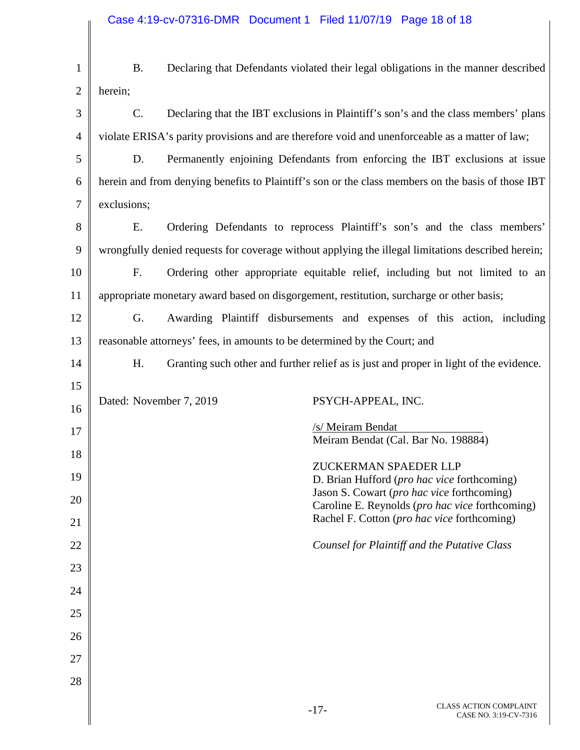B. Declaring that Defendants violated their legal obligations in the manner described herein;

C. Declaring that the IBT exclusions in Plaintiff's son's and the class members' plans violate ERISA's parity provisions and are therefore void and unenforceable as a matter of law;

D. Permanently enjoining Defendants from enforcing the IBT exclusions at issue herein and from denying benefits to Plaintiff's son or the class members on the basis of those IBT exclusions;

E. Ordering Defendants to reprocess Plaintiff's son's and the class members' wrongfully denied requests for coverage without applying the illegal limitations described herein;

F. Ordering other appropriate equitable relief, including but not limited to an appropriate monetary award based on disgorgement, restitution, surcharge or other basis;

G. Awarding Plaintiff disbursements and expenses of this action, including reasonable attorneys' fees, in amounts to be determined by the Court; and

H. Granting such other and further relief as is just and proper in light of the evidence.

Dated: November 7, 2019

PSYCH-APPEAL, INC.

/s/ Meiram Bendat
Meiram Bendat (Cal. Bar No. 198884)

ZUCKERMAN SPAEDER LLP
D. Brian Hufford (*pro hac vice* forthcoming)
Jason S. Cowart (*pro hac vice* forthcoming)
Caroline E. Reynolds (*pro hac vice* forthcoming)
Rachel F. Cotton (*pro hac vice* forthcoming)

*Counsel for Plaintiff and the Putative Class*